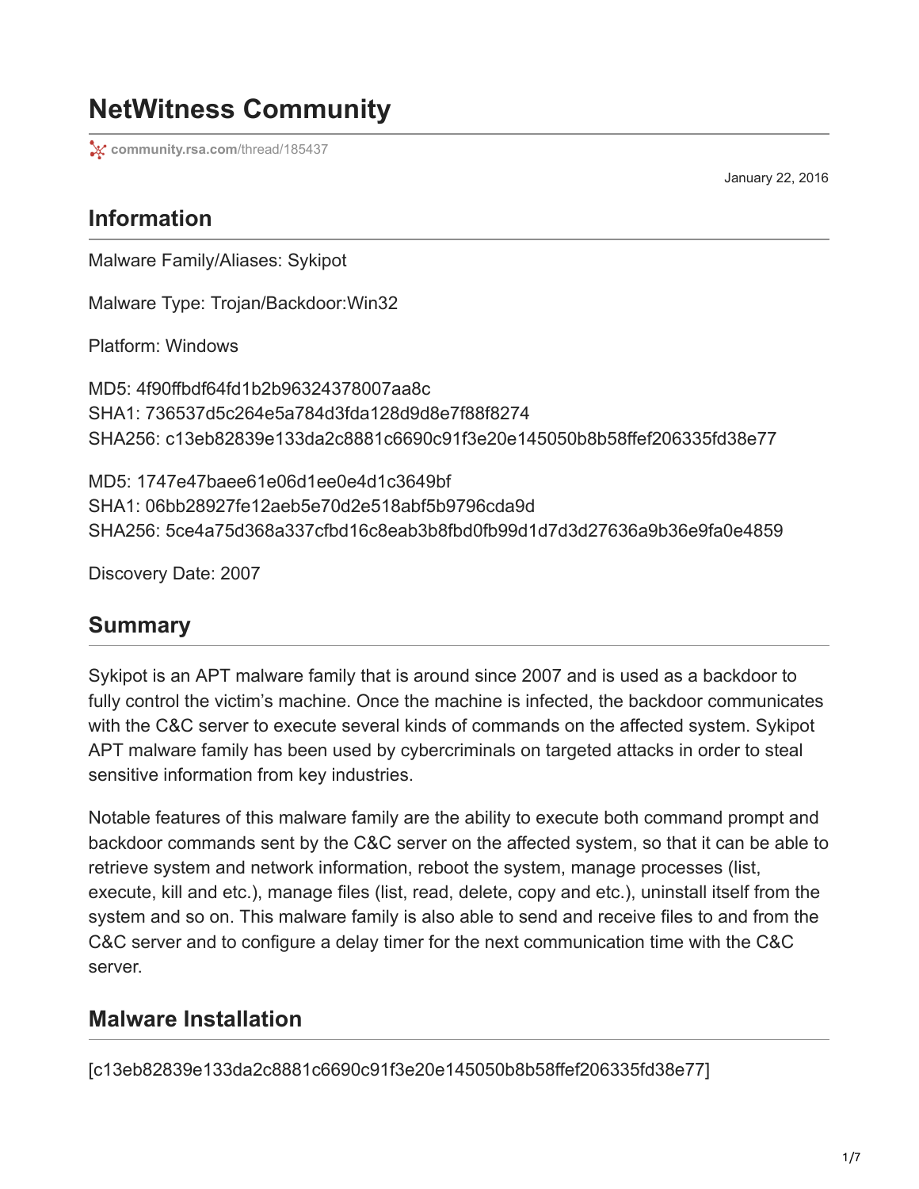# NetWitness Community

community.rsa.com/thread/185437

January 22, 2016

## Information

Malware Family/Aliases: Sykipot

Malware Type: Trojan/Backdoor:Win32

Platform: Windows

MD5: 4f90ffbdf64fd1b2b96324378007aa8c
SHA1: 736537d5c264e5a784d3fda128d9d8e7f88f8274
SHA256: c13eb82839e133da2c8881c6690c91f3e20e145050b8b58ffef206335fd38e77

MD5: 1747e47baee61e06d1ee0e4d1c3649bf
SHA1: 06bb28927fe12aeb5e70d2e518abf5b9796cda9d
SHA256: 5ce4a75d368a337cfbd16c8eab3b8fbd0fb99d1d7d3d27636a9b36e9fa0e4859

Discovery Date: 2007

## Summary

Sykipot is an APT malware family that is around since 2007 and is used as a backdoor to fully control the victim's machine. Once the machine is infected, the backdoor communicates with the C&C server to execute several kinds of commands on the affected system. Sykipot APT malware family has been used by cybercriminals on targeted attacks in order to steal sensitive information from key industries.

Notable features of this malware family are the ability to execute both command prompt and backdoor commands sent by the C&C server on the affected system, so that it can be able to retrieve system and network information, reboot the system, manage processes (list, execute, kill and etc.), manage files (list, read, delete, copy and etc.), uninstall itself from the system and so on. This malware family is also able to send and receive files to and from the C&C server and to configure a delay timer for the next communication time with the C&C server.

## Malware Installation

[c13eb82839e133da2c8881c6690c91f3e20e145050b8b58ffef206335fd38e77]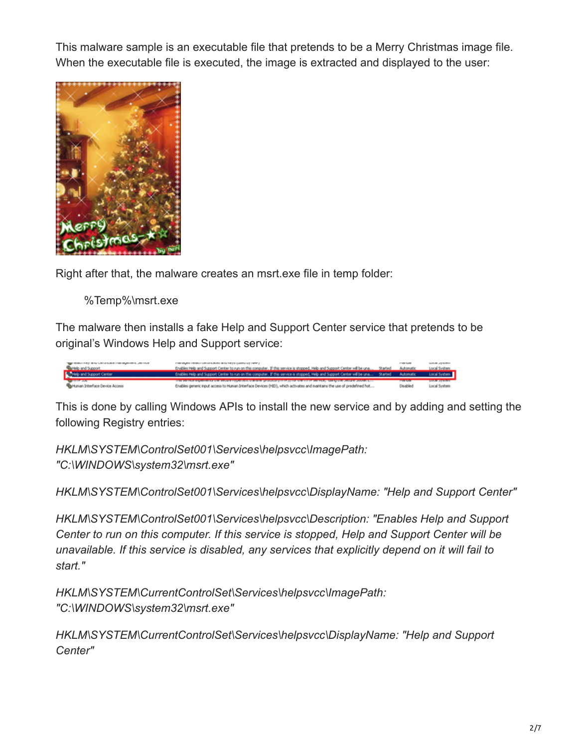This malware sample is an executable file that pretends to be a Merry Christmas image file. When the executable file is executed, the image is extracted and displayed to the user:

Right after that, the malware creates an msrt.exe file in temp folder:

> %Temp%\msrt.exe

The malware then installs a fake Help and Support Center service that pretends to be original's Windows Help and Support service:

This is done by calling Windows APIs to install the new service and by adding and setting the following Registry entries:

*HKLM\SYSTEM\ControlSet001\Services\helpsvcc\ImagePath: "C:\WINDOWS\system32\msrt.exe"*

*HKLM\SYSTEM\ControlSet001\Services\helpsvcc\DisplayName: "Help and Support Center"*

*HKLM\SYSTEM\ControlSet001\Services\helpsvcc\Description: "Enables Help and Support Center to run on this computer. If this service is stopped, Help and Support Center will be unavailable. If this service is disabled, any services that explicitly depend on it will fail to start."*

*HKLM\SYSTEM\CurrentControlSet\Services\helpsvcc\ImagePath: "C:\WINDOWS\system32\msrt.exe"*

*HKLM\SYSTEM\CurrentControlSet\Services\helpsvcc\DisplayName: "Help and Support Center"*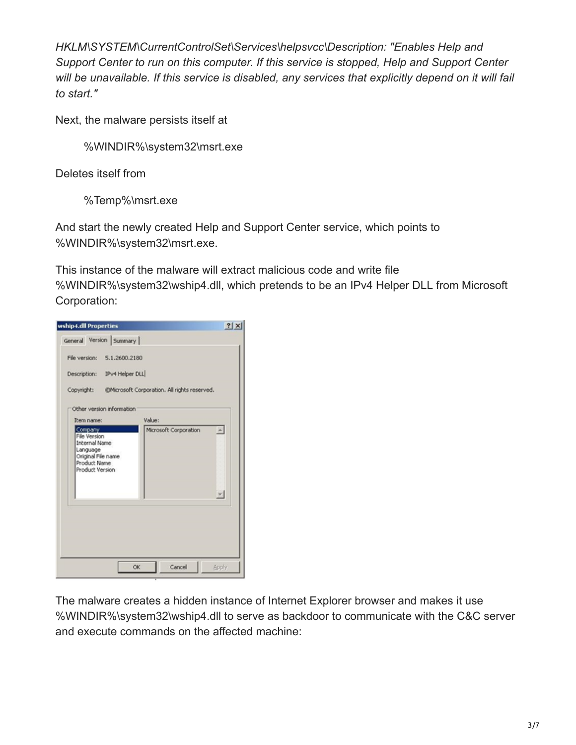*HKLM\SYSTEM\CurrentControlSet\Services\helpsvcc\Description: "Enables Help and Support Center to run on this computer. If this service is stopped, Help and Support Center will be unavailable. If this service is disabled, any services that explicitly depend on it will fail to start."*

Next, the malware persists itself at

> %WINDIR%\system32\msrt.exe

Deletes itself from

> %Temp%\msrt.exe

And start the newly created Help and Support Center service, which points to %WINDIR%\system32\msrt.exe.

This instance of the malware will extract malicious code and write file %WINDIR%\system32\wship4.dll, which pretends to be an IPv4 Helper DLL from Microsoft Corporation:

The malware creates a hidden instance of Internet Explorer browser and makes it use %WINDIR%\system32\wship4.dll to serve as backdoor to communicate with the C&C server and execute commands on the affected machine: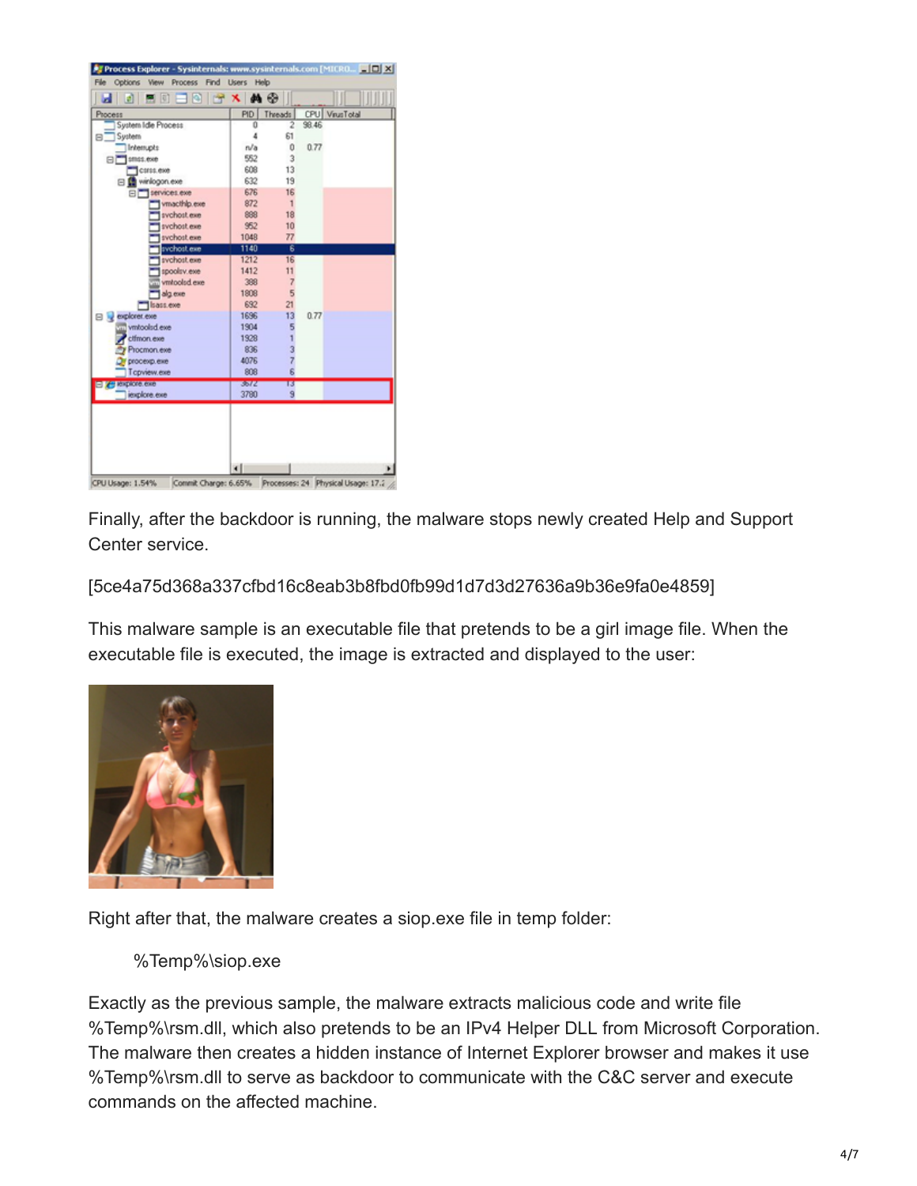Finally, after the backdoor is running, the malware stops newly created Help and Support Center service.

[5ce4a75d368a337cfbd16c8eab3b8fbd0fb99d1d7d3d27636a9b36e9fa0e4859]

This malware sample is an executable file that pretends to be a girl image file. When the executable file is executed, the image is extracted and displayed to the user:

Right after that, the malware creates a siop.exe file in temp folder:

> %Temp%\siop.exe

Exactly as the previous sample, the malware extracts malicious code and write file %Temp%\rsm.dll, which also pretends to be an IPv4 Helper DLL from Microsoft Corporation. The malware then creates a hidden instance of Internet Explorer browser and makes it use %Temp%\rsm.dll to serve as backdoor to communicate with the C&C server and execute commands on the affected machine.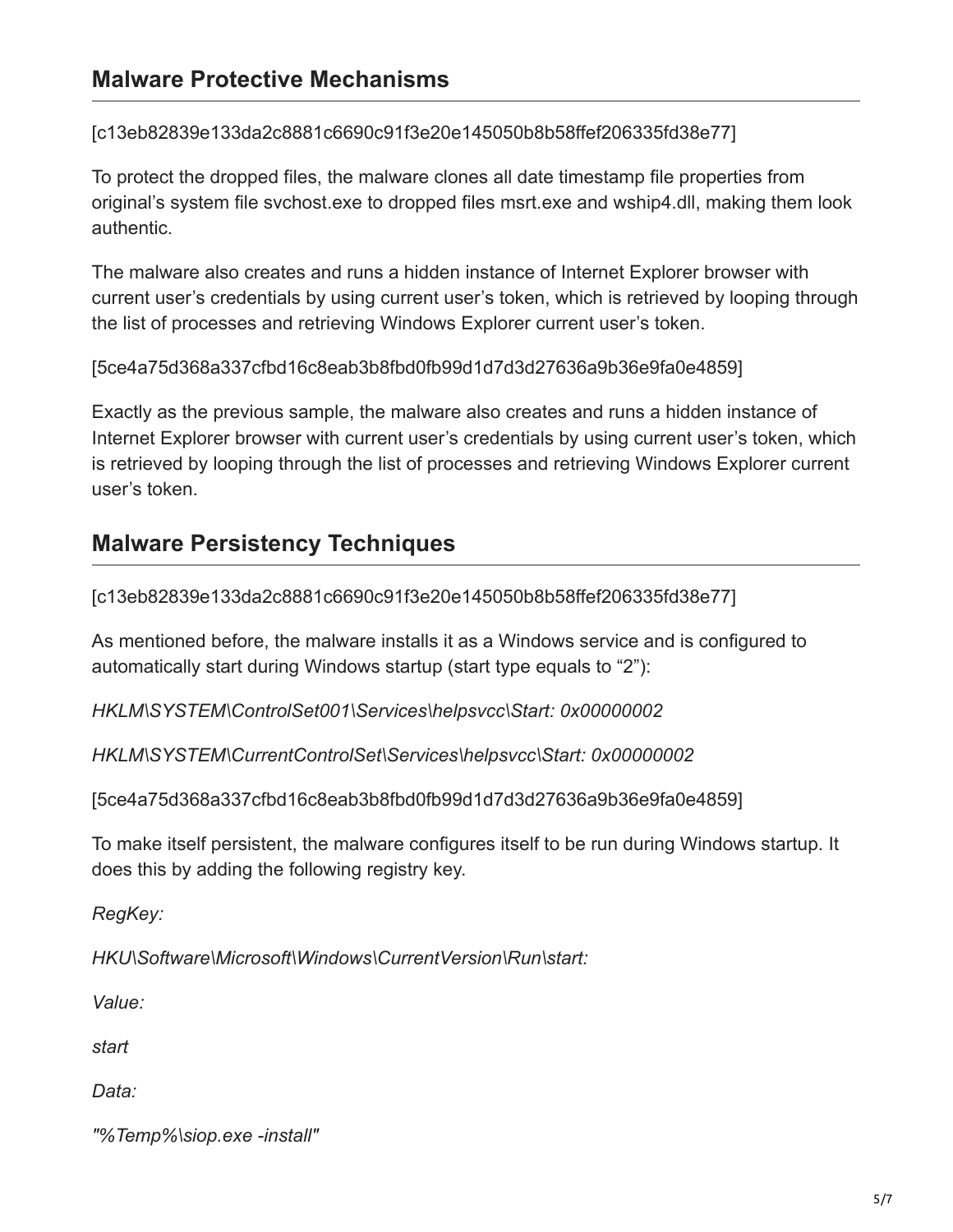## Malware Protective Mechanisms

[c13eb82839e133da2c8881c6690c91f3e20e145050b8b58ffef206335fd38e77]

To protect the dropped files, the malware clones all date timestamp file properties from original's system file svchost.exe to dropped files msrt.exe and wship4.dll, making them look authentic.

The malware also creates and runs a hidden instance of Internet Explorer browser with current user's credentials by using current user's token, which is retrieved by looping through the list of processes and retrieving Windows Explorer current user's token.

[5ce4a75d368a337cfbd16c8eab3b8fbd0fb99d1d7d3d27636a9b36e9fa0e4859]

Exactly as the previous sample, the malware also creates and runs a hidden instance of Internet Explorer browser with current user's credentials by using current user's token, which is retrieved by looping through the list of processes and retrieving Windows Explorer current user's token.

## Malware Persistency Techniques

[c13eb82839e133da2c8881c6690c91f3e20e145050b8b58ffef206335fd38e77]

As mentioned before, the malware installs it as a Windows service and is configured to automatically start during Windows startup (start type equals to "2"):

*HKLM\SYSTEM\ControlSet001\Services\helpsvcc\Start: 0x00000002*

*HKLM\SYSTEM\CurrentControlSet\Services\helpsvcc\Start: 0x00000002*

[5ce4a75d368a337cfbd16c8eab3b8fbd0fb99d1d7d3d27636a9b36e9fa0e4859]

To make itself persistent, the malware configures itself to be run during Windows startup. It does this by adding the following registry key.

*RegKey:*

*HKU\Software\Microsoft\Windows\CurrentVersion\Run\start:*

*Value:*

*start*

*Data:*

*"%Temp%\siop.exe -install"*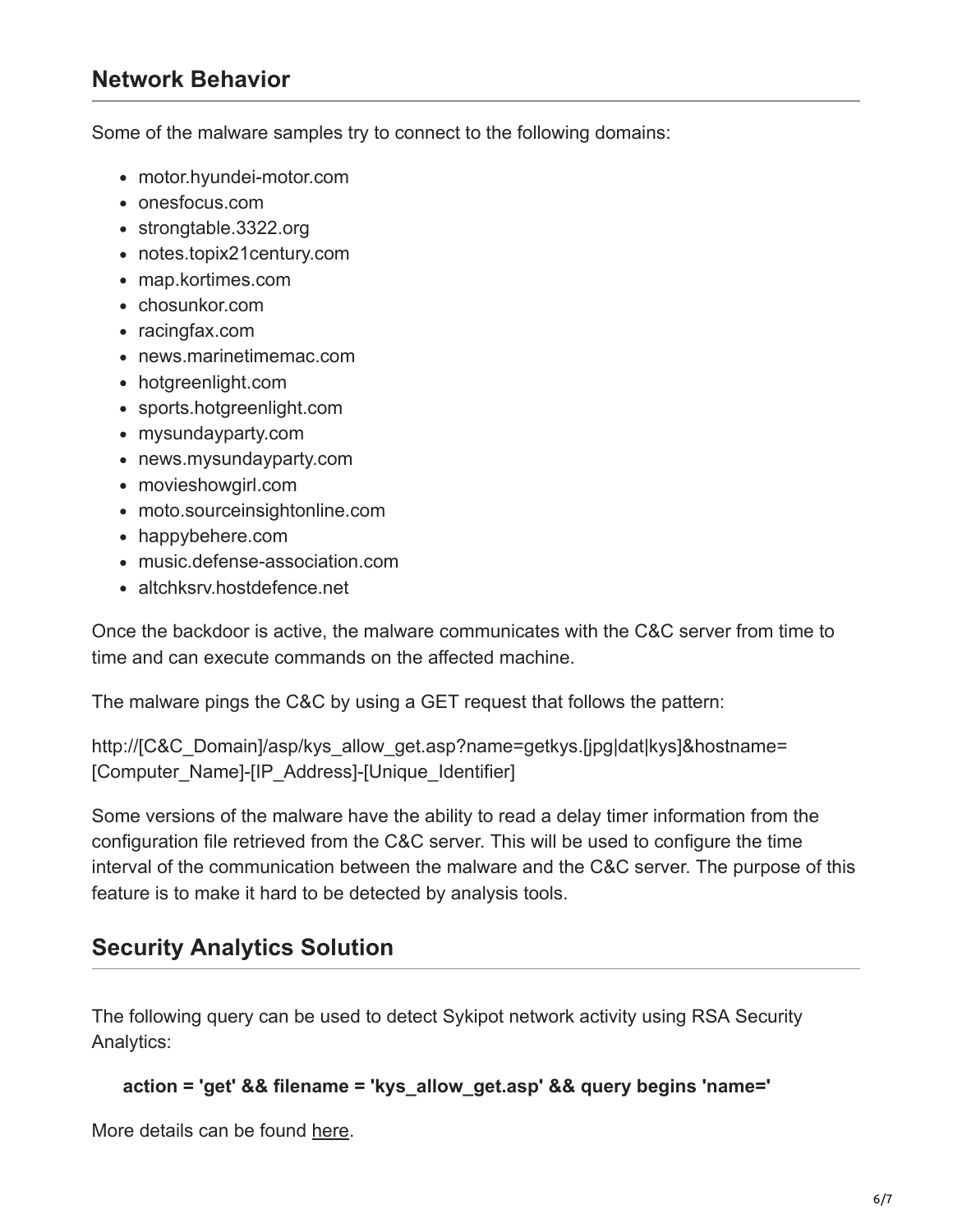## Network Behavior

Some of the malware samples try to connect to the following domains:

- motor.hyundei-motor.com
- onesfocus.com
- strongtable.3322.org
- notes.topix21century.com
- map.kortimes.com
- chosunkor.com
- racingfax.com
- news.marinetimemac.com
- hotgreenlight.com
- sports.hotgreenlight.com
- mysundayparty.com
- news.mysundayparty.com
- movieshowgirl.com
- moto.sourceinsightonline.com
- happybehere.com
- music.defense-association.com
- altchksrv.hostdefence.net

Once the backdoor is active, the malware communicates with the C&C server from time to time and can execute commands on the affected machine.

The malware pings the C&C by using a GET request that follows the pattern:

http://[C&C_Domain]/asp/kys_allow_get.asp?name=getkys.[jpg|dat|kys]&hostname=[Computer_Name]-[IP_Address]-[Unique_Identifier]

Some versions of the malware have the ability to read a delay timer information from the configuration file retrieved from the C&C server. This will be used to configure the time interval of the communication between the malware and the C&C server. The purpose of this feature is to make it hard to be detected by analysis tools.

## Security Analytics Solution

The following query can be used to detect Sykipot network activity using RSA Security Analytics:

**action = 'get' && filename = 'kys_allow_get.asp' && query begins 'name='**

More details can be found here.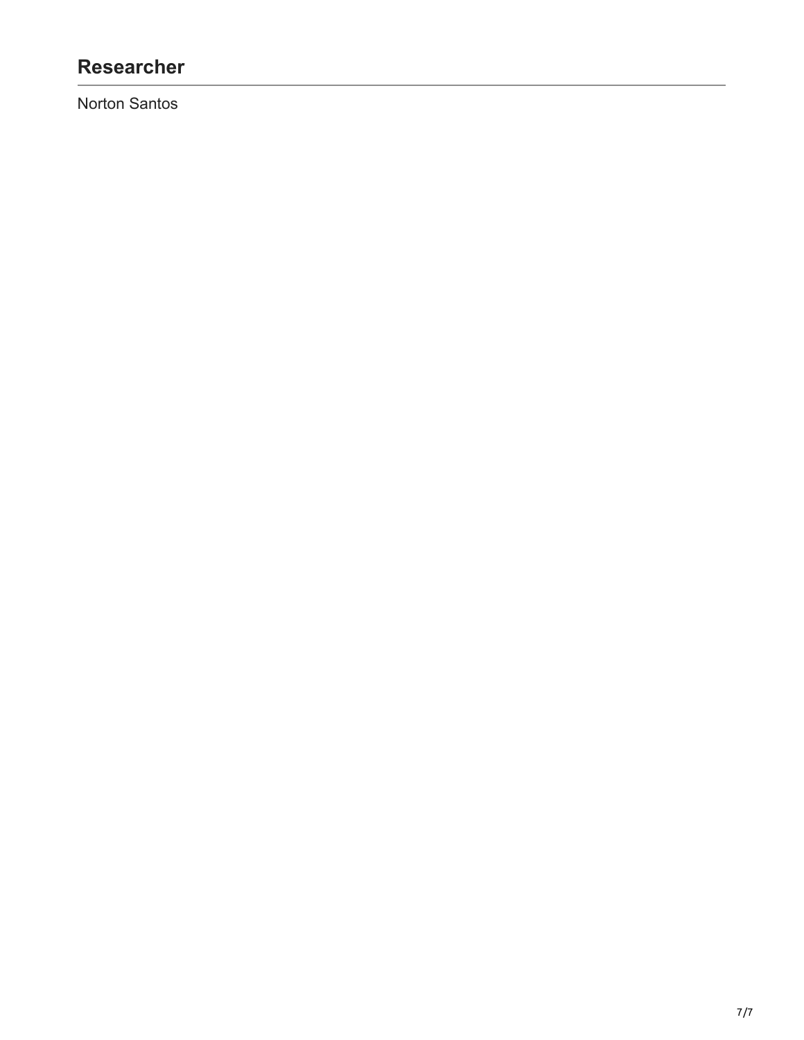## Researcher

Norton Santos